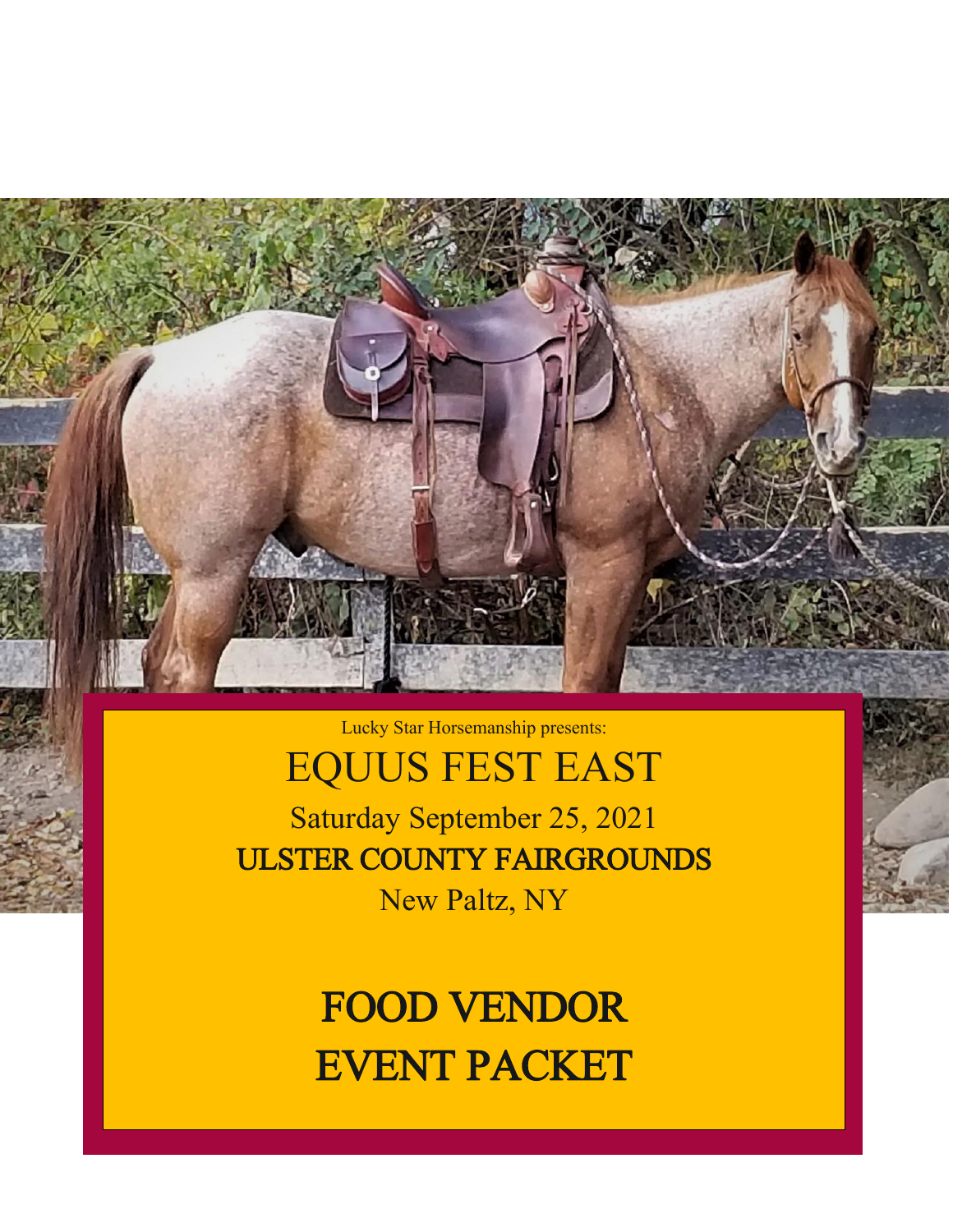Lucky Star Horsemanship presents:

# EQUUS FEST EAST

Saturday September 25, 2021

**ULSTER COUNTY FAIRGROUNDS**

New Paltz, NY

# FOOD VENDOR EVENT PACKET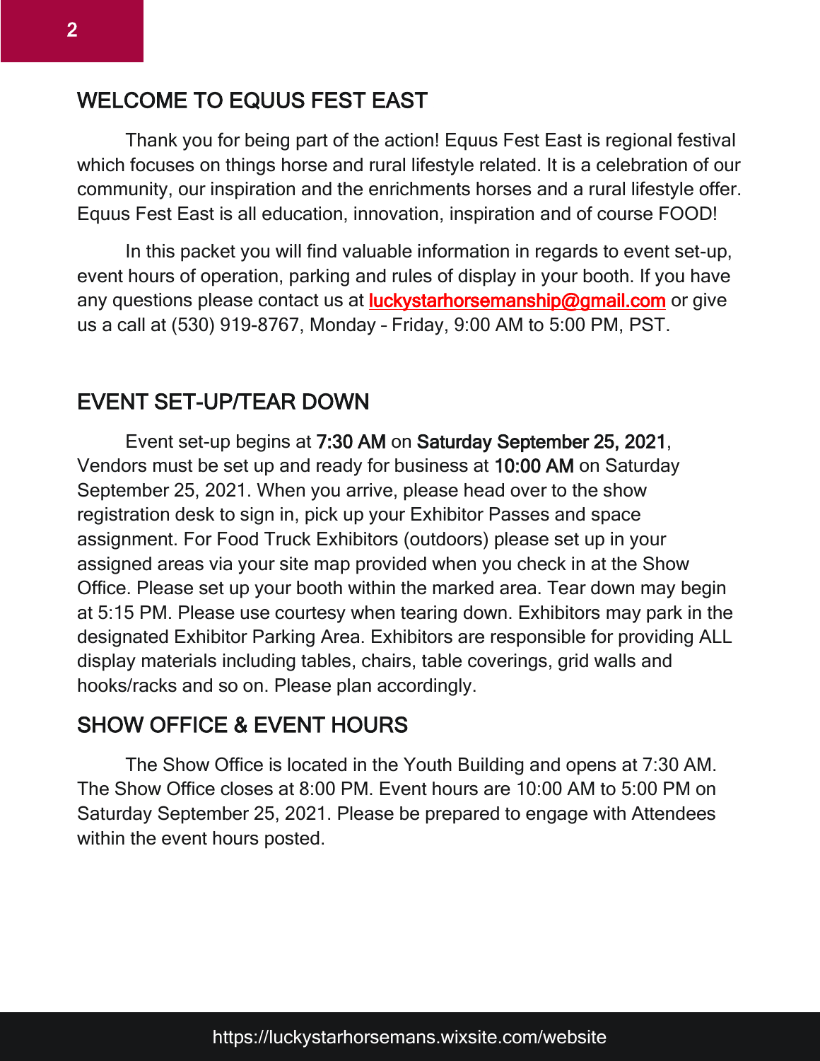## WELCOME TO EQUUS FEST EAST

Thank you for being part of the action! Equus Fest East is regional festival which focuses on things horse and rural lifestyle related. It is a celebration of our community, our inspiration and the enrichments horses and a rural lifestyle offer. Equus Fest East is all education, innovation, inspiration and of course FOOD!

In this packet you will find valuable information in regards to event set-up, event hours of operation, parking and rules of display in your booth. If you have any questions please contact us at [luckystarhorsemanship@gmail.com](mailto:luckystarhorsemanship@gmail.com) or give us a call at (530) 919-8767, Monday – Friday, 9:00 AM to 5:00 PM, PST.

## EVENT SET-UP/TEAR DOWN

Event set-up begins at **7:30 AM** on **Saturday September 25, 2021**, Vendors must be set up and ready for business at **10:00 AM** on Saturday September 25, 2021. When you arrive, please head over to the show registration desk to sign in, pick up your Exhibitor Passes and space assignment. For Food Truck Exhibitors (outdoors) please set up in your assigned areas via your site map provided when you check in at the Show Office. Please set up your booth within the marked area. Tear down may begin at 5:15 PM. Please use courtesy when tearing down. Exhibitors may park in the designated Exhibitor Parking Area. Exhibitors are responsible for providing ALL display materials including tables, chairs, table coverings, grid walls and hooks/racks and so on. Please plan accordingly.

## SHOW OFFICE & EVENT HOURS

The Show Office is located in the Youth Building and opens at 7:30 AM. The Show Office closes at 8:00 PM. Event hours are 10:00 AM to 5:00 PM on Saturday September 25, 2021. Please be prepared to engage with Attendees within the event hours posted.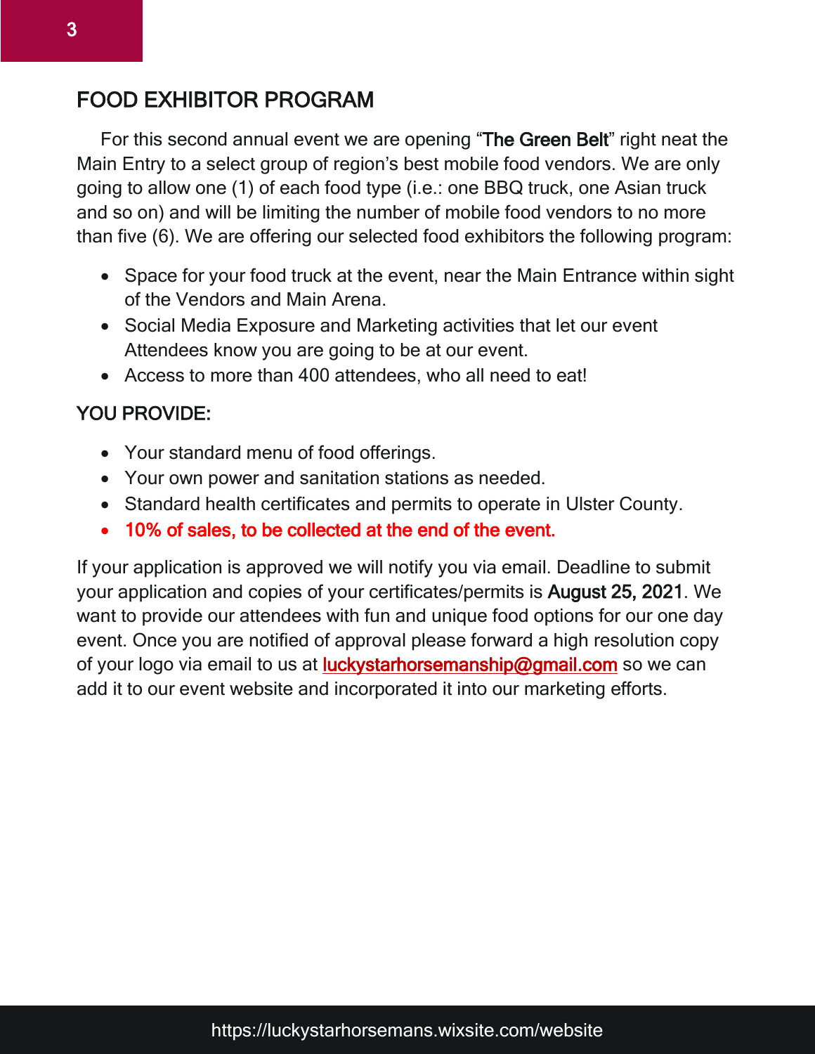## FOOD EXHIBITOR PROGRAM

For this second annual event we are opening "**The Green Belt**" right neat the Main Entry to a select group of region's best mobile food vendors. We are only going to allow one (1) of each food type (i.e.: one BBQ truck, one Asian truck and so on) and will be limiting the number of mobile food vendors to no more than five (6). We are offering our selected food exhibitors the following program:

- Space for your food truck at the event, near the Main Entrance within sight of the Vendors and Main Arena.
- Social Media Exposure and Marketing activities that let our event Attendees know you are going to be at our event.
- Access to more than 400 attendees, who all need to eat!

### YOU PROVIDE:

- Your standard menu of food offerings.
- Your own power and sanitation stations as needed.
- Standard health certificates and permits to operate in Ulster County.
- **10% of sales, to be collected at the end of the event.**

If your application is approved we will notify you via email. Deadline to submit your application and copies of your certificates/permits is **August 25, 2021**. We want to provide our attendees with fun and unique food options for our one day event. Once you are notified of approval please forward a high resolution copy of your logo via email to us at luckystarhorsemanship@gmail.com so we can add it to our event website and incorporated it into our marketing efforts.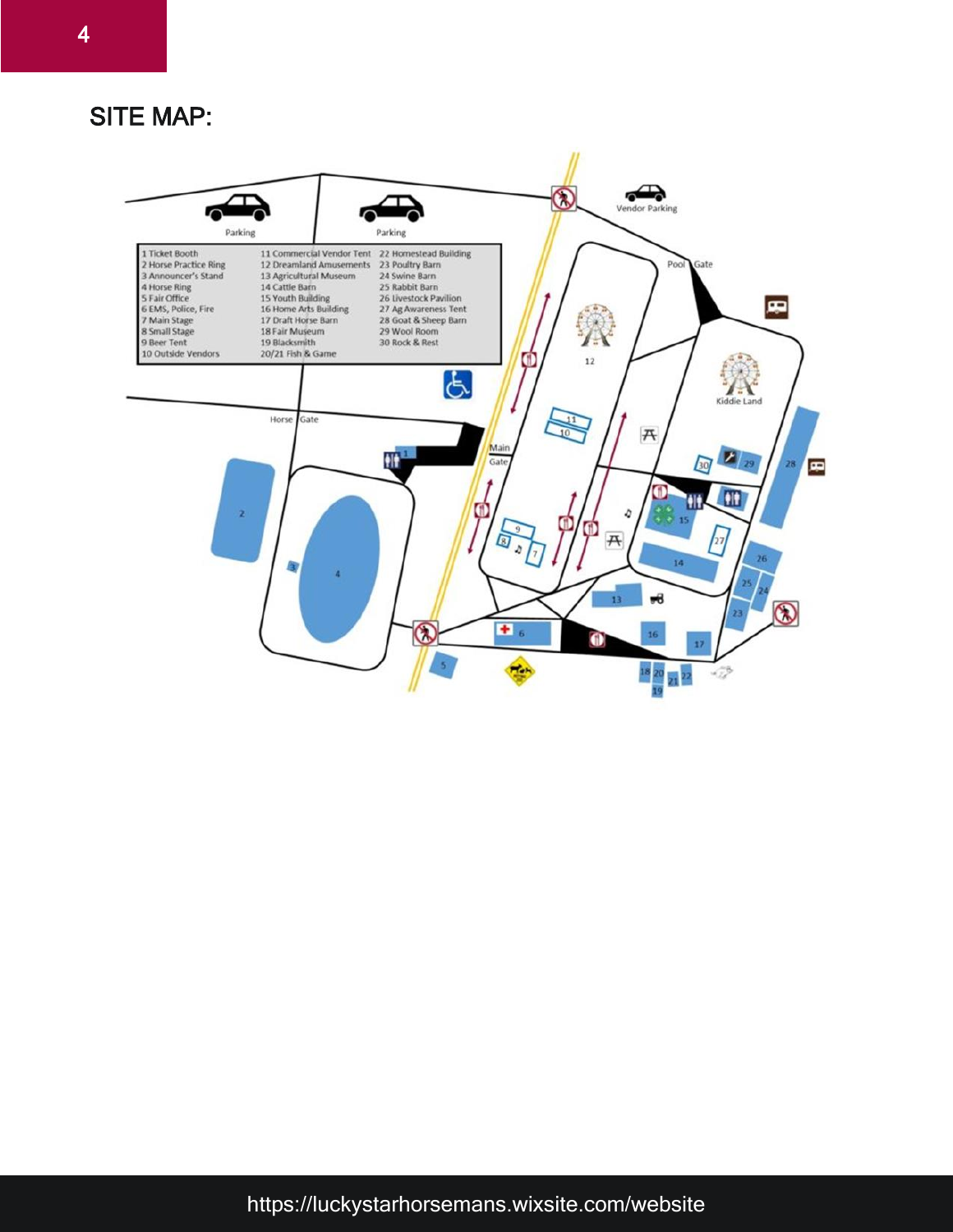## SITE MAP:

| | | |
|---|---|---|
| 1 Ticket Booth | 11 Commercial Vendor Tent | 22 Homestead Building |
| 2 Horse Practice Ring | 12 Dreamland Amusements | 23 Poultry Barn |
| 3 Announcer's Stand | 13 Agricultural Museum | 24 Swine Barn |
| 4 Horse Ring | 14 Cattle Barn | 25 Rabbit Barn |
| 5 Fair Office | 15 Youth Building | 26 Livestock Pavilion |
| 6 EMS, Police, Fire | 16 Home Arts Building | 27 Ag Awareness Tent |
| 7 Main Stage | 17 Draft Horse Barn | 28 Goat & Sheep Barn |
| 8 Small Stage | 18 Fair Museum | 29 Wool Room |
| 9 Beer Tent | 19 Blacksmith | 30 Rock & Rest |
| 10 Outside Vendors | 20/21 Fish & Game | |

Parking

Parking

Vendor Parking

Pool Gate

Horse Gate

Main Gate

Kiddie Land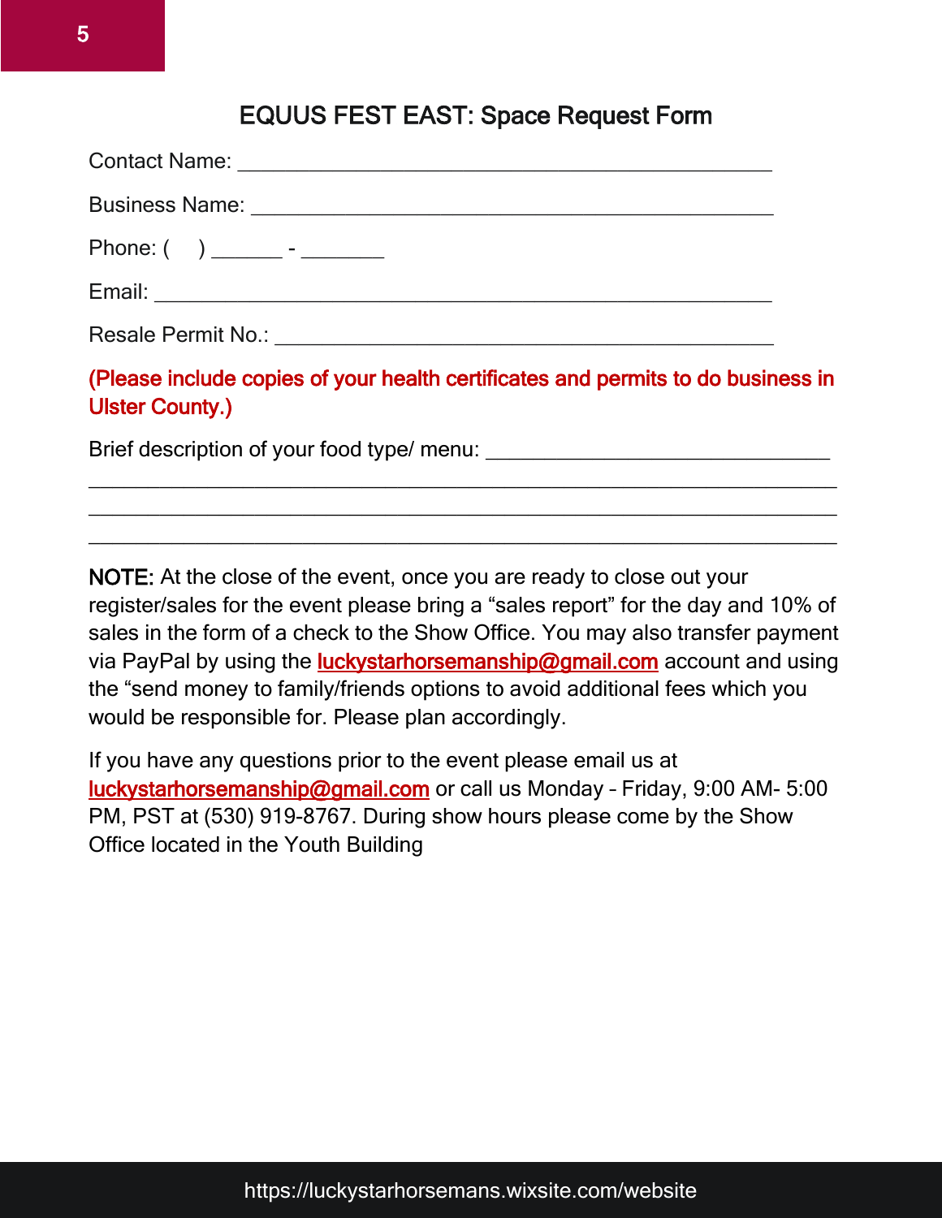# EQUUS FEST EAST: Space Request Form

Contact Name: ______________________________________________

Business Name: ____________________________________________

Phone: (     ) ______ - _______

Email: ____________________________________________________

Resale Permit No.: __________________________________________

(Please include copies of your health certificates and permits to do business in Ulster County.)

Brief description of your food type/ menu: ____________________________

______________________________________________________________

______________________________________________________________

______________________________________________________________

**NOTE:** At the close of the event, once you are ready to close out your register/sales for the event please bring a "sales report" for the day and 10% of sales in the form of a check to the Show Office. You may also transfer payment via PayPal by using the luckystarhorsemanship@gmail.com account and using the "send money to family/friends options to avoid additional fees which you would be responsible for. Please plan accordingly.

If you have any questions prior to the event please email us at luckystarhorsemanship@gmail.com or call us Monday – Friday, 9:00 AM- 5:00 PM, PST at (530) 919-8767. During show hours please come by the Show Office located in the Youth Building

https://luckystarhorsemans.wixsite.com/website